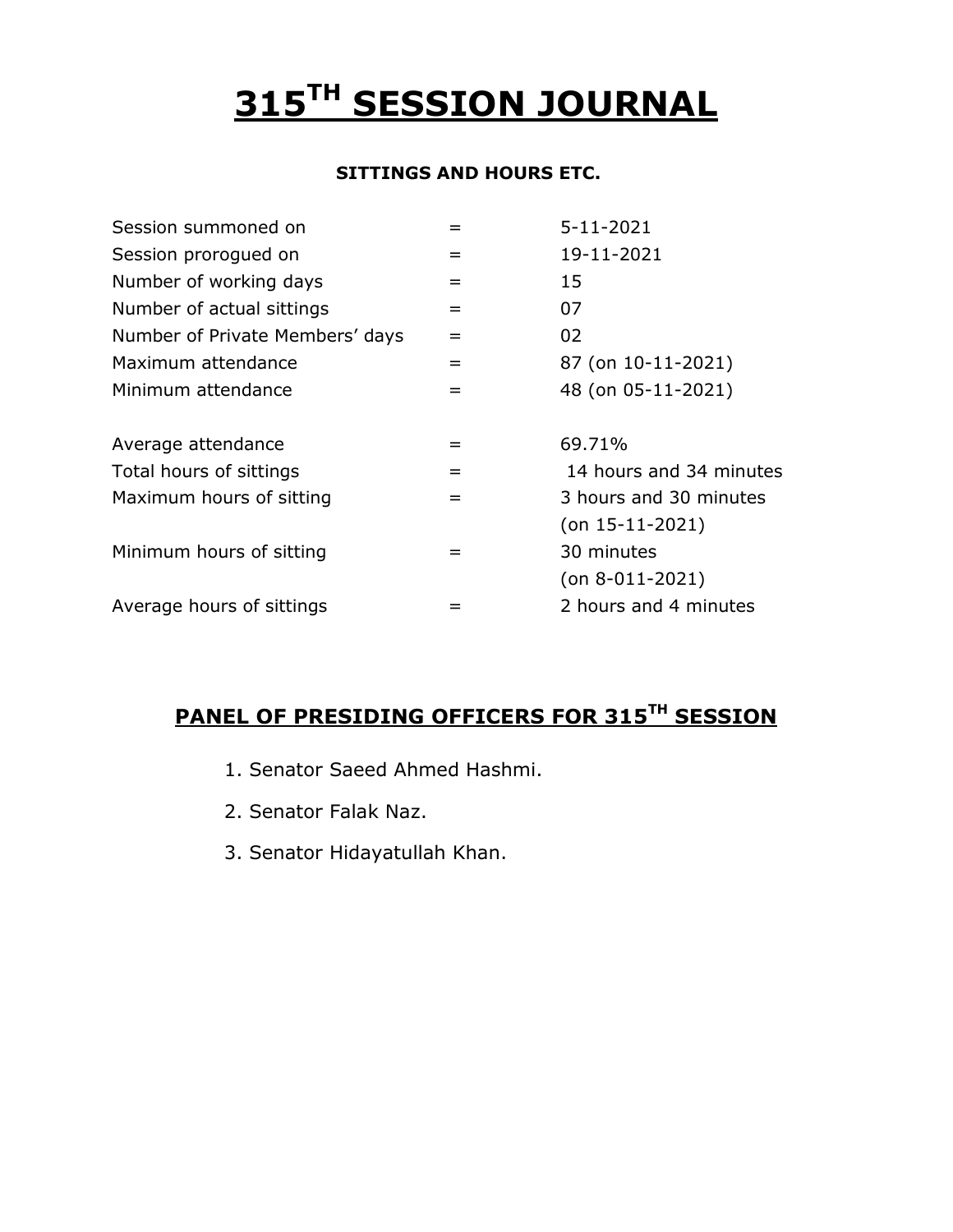# 315TH SESSION JOURNAL

**SITTINGS AND HOURS ETC.**

| | | |
|---|---|---|
| Session summoned on | = | 5-11-2021 |
| Session prorogued on | = | 19-11-2021 |
| Number of working days | = | 15 |
| Number of actual sittings | = | 07 |
| Number of Private Members' days | = | 02 |
| Maximum attendance | = | 87 (on 10-11-2021) |
| Minimum attendance | = | 48 (on 05-11-2021) |
| Average attendance | = | 69.71% |
| Total hours of sittings | = | 14 hours and 34 minutes |
| Maximum hours of sitting | = | 3 hours and 30 minutes (on 15-11-2021) |
| Minimum hours of sitting | = | 30 minutes (on 8-011-2021) |
| Average hours of sittings | = | 2 hours and 4 minutes |

## PANEL OF PRESIDING OFFICERS FOR 315TH SESSION

1. Senator Saeed Ahmed Hashmi.
2. Senator Falak Naz.
3. Senator Hidayatullah Khan.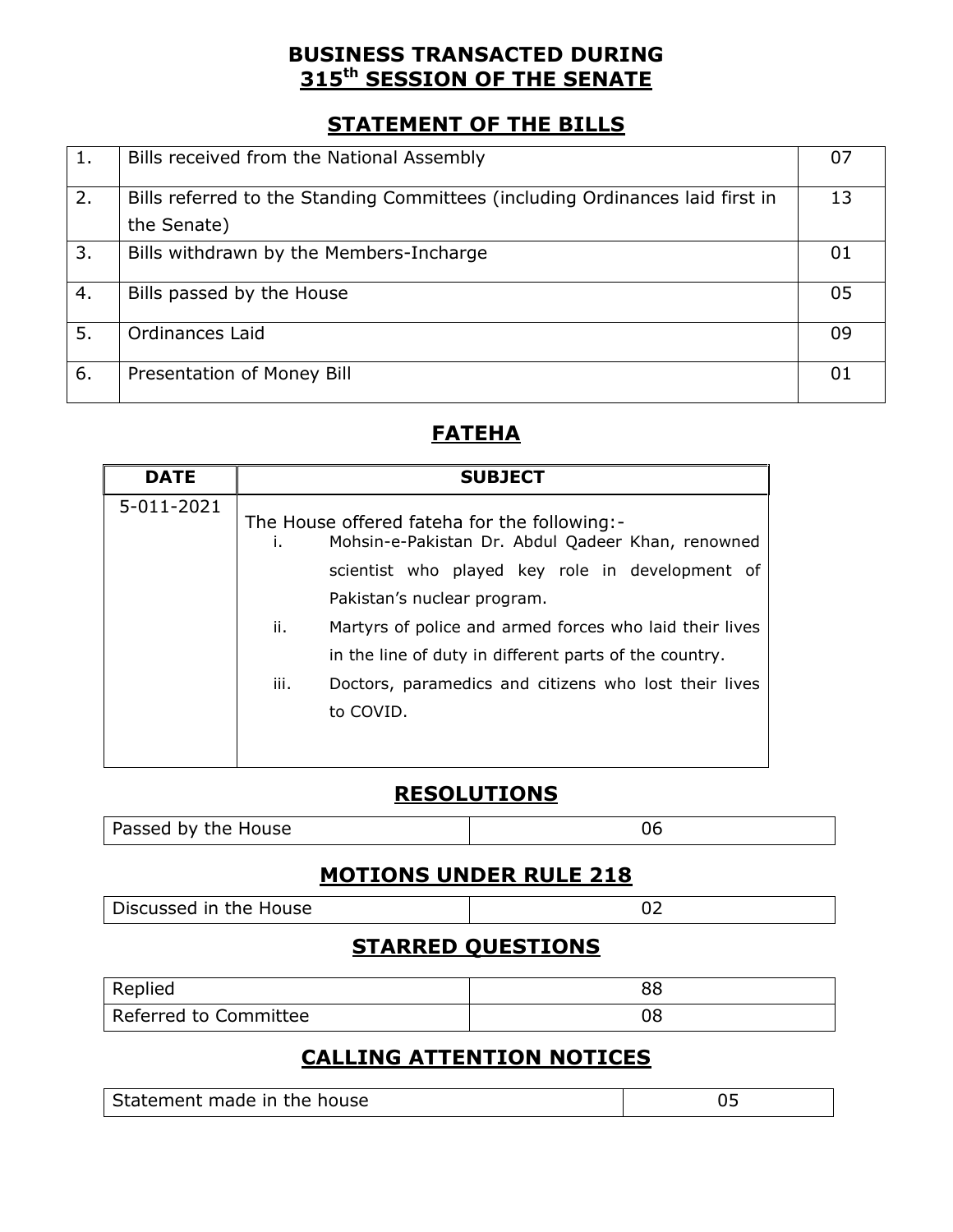# BUSINESS TRANSACTED DURING 315th SESSION OF THE SENATE

## STATEMENT OF THE BILLS

| | | |
|---|---|---|
| 1. | Bills received from the National Assembly | 07 |
| 2. | Bills referred to the Standing Committees (including Ordinances laid first in the Senate) | 13 |
| 3. | Bills withdrawn by the Members-Incharge | 01 |
| 4. | Bills passed by the House | 05 |
| 5. | Ordinances Laid | 09 |
| 6. | Presentation of Money Bill | 01 |

## FATEHA

| DATE | SUBJECT |
|---|---|
| 5-011-2021 | The House offered fateha for the following:- <br> i. Mohsin-e-Pakistan Dr. Abdul Qadeer Khan, renowned scientist who played key role in development of Pakistan's nuclear program. <br> ii. Martyrs of police and armed forces who laid their lives in the line of duty in different parts of the country. <br> iii. Doctors, paramedics and citizens who lost their lives to COVID. |

## RESOLUTIONS

| | |
|---|---|
| Passed by the House | 06 |

## MOTIONS UNDER RULE 218

| | |
|---|---|
| Discussed in the House | 02 |

## STARRED QUESTIONS

| | |
|---|---|
| Replied | 88 |
| Referred to Committee | 08 |

## CALLING ATTENTION NOTICES

| | |
|---|---|
| Statement made in the house | 05 |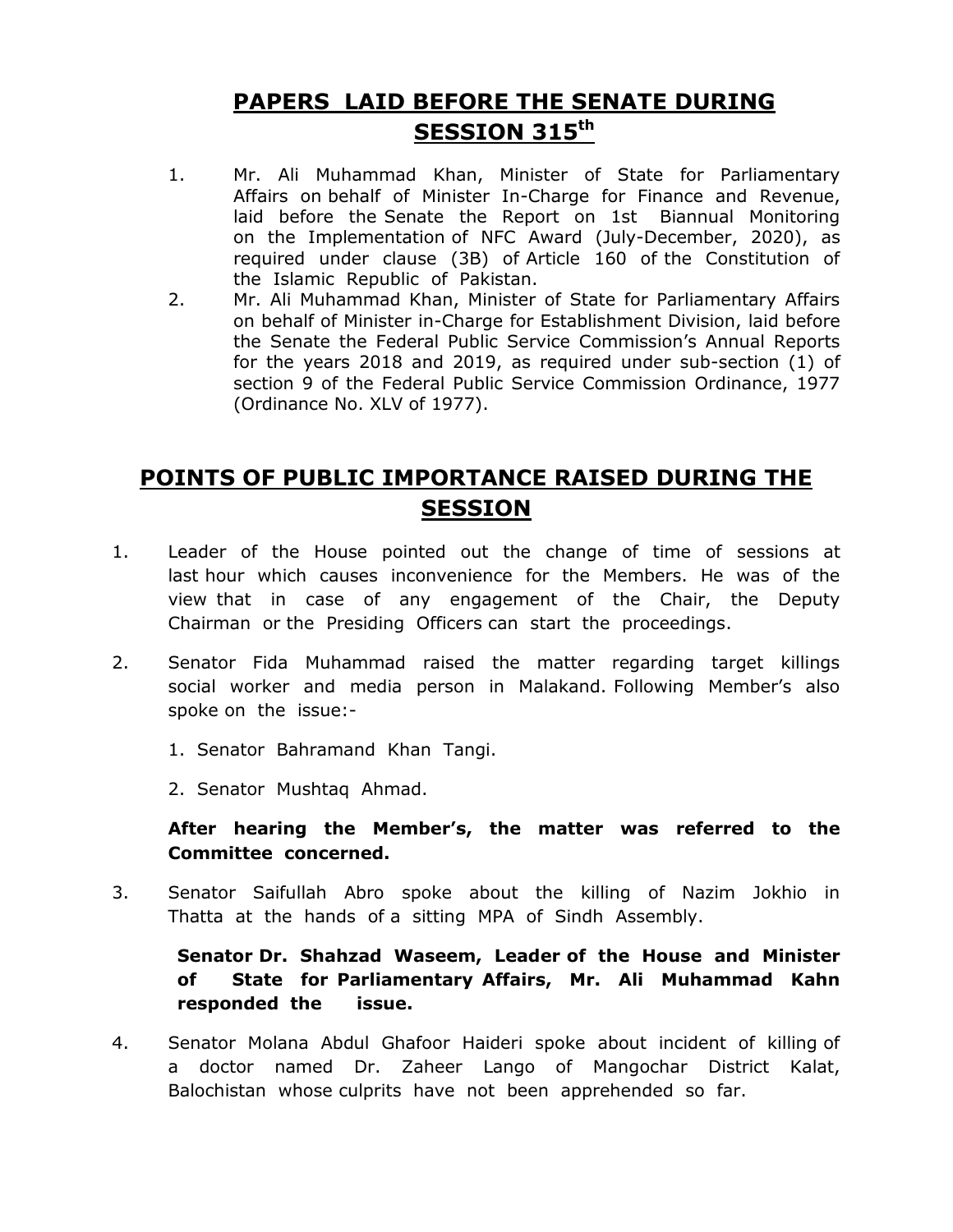## PAPERS LAID BEFORE THE SENATE DURING SESSION 315th

1. Mr. Ali Muhammad Khan, Minister of State for Parliamentary Affairs on behalf of Minister In-Charge for Finance and Revenue, laid before the Senate the Report on 1st Biannual Monitoring on the Implementation of NFC Award (July-December, 2020), as required under clause (3B) of Article 160 of the Constitution of the Islamic Republic of Pakistan.
2. Mr. Ali Muhammad Khan, Minister of State for Parliamentary Affairs on behalf of Minister in-Charge for Establishment Division, laid before the Senate the Federal Public Service Commission's Annual Reports for the years 2018 and 2019, as required under sub-section (1) of section 9 of the Federal Public Service Commission Ordinance, 1977 (Ordinance No. XLV of 1977).

## POINTS OF PUBLIC IMPORTANCE RAISED DURING THE SESSION

1. Leader of the House pointed out the change of time of sessions at last hour which causes inconvenience for the Members. He was of the view that in case of any engagement of the Chair, the Deputy Chairman or the Presiding Officers can start the proceedings.

2. Senator Fida Muhammad raised the matter regarding target killings social worker and media person in Malakand. Following Member's also spoke on the issue:-

   1. Senator Bahramand Khan Tangi.
   2. Senator Mushtaq Ahmad.

   **After hearing the Member's, the matter was referred to the Committee concerned.**

3. Senator Saifullah Abro spoke about the killing of Nazim Jokhio in Thatta at the hands of a sitting MPA of Sindh Assembly.

   **Senator Dr. Shahzad Waseem, Leader of the House and Minister of State for Parliamentary Affairs, Mr. Ali Muhammad Kahn responded the issue.**

4. Senator Molana Abdul Ghafoor Haideri spoke about incident of killing of a doctor named Dr. Zaheer Lango of Mangochar District Kalat, Balochistan whose culprits have not been apprehended so far.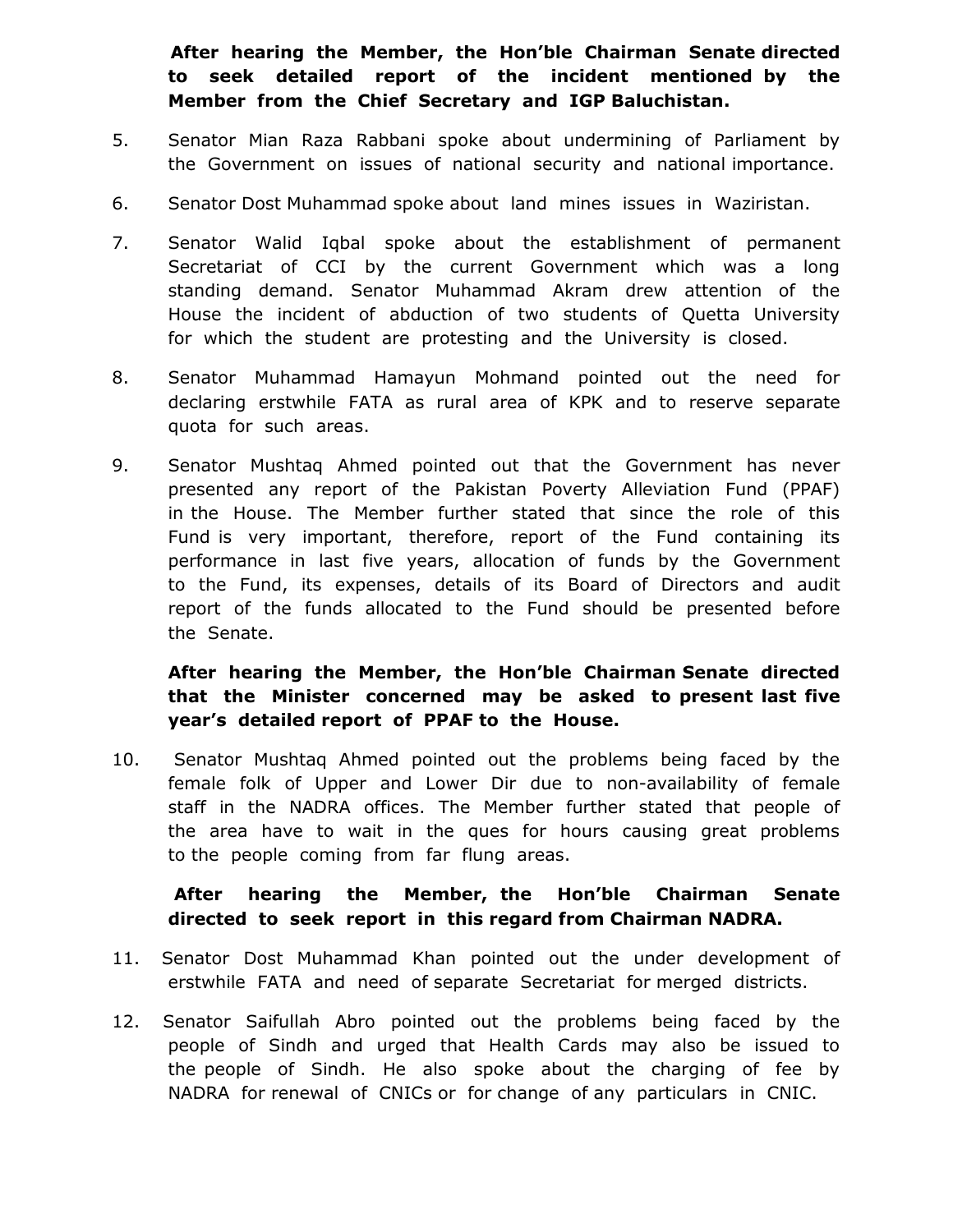**After hearing the Member, the Hon'ble Chairman Senate directed to seek detailed report of the incident mentioned by the Member from the Chief Secretary and IGP Baluchistan.**

5. Senator Mian Raza Rabbani spoke about undermining of Parliament by the Government on issues of national security and national importance.

6. Senator Dost Muhammad spoke about land mines issues in Waziristan.

7. Senator Walid Iqbal spoke about the establishment of permanent Secretariat of CCI by the current Government which was a long standing demand. Senator Muhammad Akram drew attention of the House the incident of abduction of two students of Quetta University for which the student are protesting and the University is closed.

8. Senator Muhammad Hamayun Mohmand pointed out the need for declaring erstwhile FATA as rural area of KPK and to reserve separate quota for such areas.

9. Senator Mushtaq Ahmed pointed out that the Government has never presented any report of the Pakistan Poverty Alleviation Fund (PPAF) in the House. The Member further stated that since the role of this Fund is very important, therefore, report of the Fund containing its performance in last five years, allocation of funds by the Government to the Fund, its expenses, details of its Board of Directors and audit report of the funds allocated to the Fund should be presented before the Senate.

   **After hearing the Member, the Hon'ble Chairman Senate directed that the Minister concerned may be asked to present last five year's detailed report of PPAF to the House.**

10. Senator Mushtaq Ahmed pointed out the problems being faced by the female folk of Upper and Lower Dir due to non-availability of female staff in the NADRA offices. The Member further stated that people of the area have to wait in the ques for hours causing great problems to the people coming from far flung areas.

    **After hearing the Member, the Hon'ble Chairman Senate directed to seek report in this regard from Chairman NADRA.**

11. Senator Dost Muhammad Khan pointed out the under development of erstwhile FATA and need of separate Secretariat for merged districts.

12. Senator Saifullah Abro pointed out the problems being faced by the people of Sindh and urged that Health Cards may also be issued to the people of Sindh. He also spoke about the charging of fee by NADRA for renewal of CNICs or for change of any particulars in CNIC.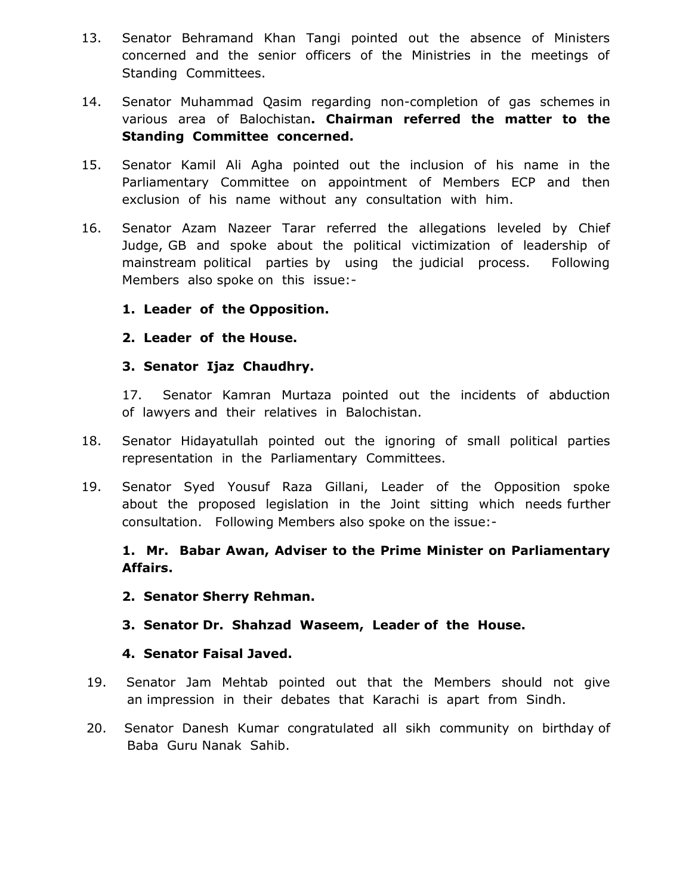13. Senator Behramand Khan Tangi pointed out the absence of Ministers concerned and the senior officers of the Ministries in the meetings of Standing Committees.

14. Senator Muhammad Qasim regarding non-completion of gas schemes in various area of Balochistan**. Chairman referred the matter to the Standing Committee concerned.**

15. Senator Kamil Ali Agha pointed out the inclusion of his name in the Parliamentary Committee on appointment of Members ECP and then exclusion of his name without any consultation with him.

16. Senator Azam Nazeer Tarar referred the allegations leveled by Chief Judge, GB and spoke about the political victimization of leadership of mainstream political parties by using the judicial process. Following Members also spoke on this issue:-

    **1. Leader of the Opposition.**

    **2. Leader of the House.**

    **3. Senator Ijaz Chaudhry.**

    17. Senator Kamran Murtaza pointed out the incidents of abduction of lawyers and their relatives in Balochistan.

18. Senator Hidayatullah pointed out the ignoring of small political parties representation in the Parliamentary Committees.

19. Senator Syed Yousuf Raza Gillani, Leader of the Opposition spoke about the proposed legislation in the Joint sitting which needs further consultation. Following Members also spoke on the issue:-

    **1. Mr. Babar Awan, Adviser to the Prime Minister on Parliamentary Affairs.**

    **2. Senator Sherry Rehman.**

    **3. Senator Dr. Shahzad Waseem, Leader of the House.**

    **4. Senator Faisal Javed.**

19. Senator Jam Mehtab pointed out that the Members should not give an impression in their debates that Karachi is apart from Sindh.

20. Senator Danesh Kumar congratulated all sikh community on birthday of Baba Guru Nanak Sahib.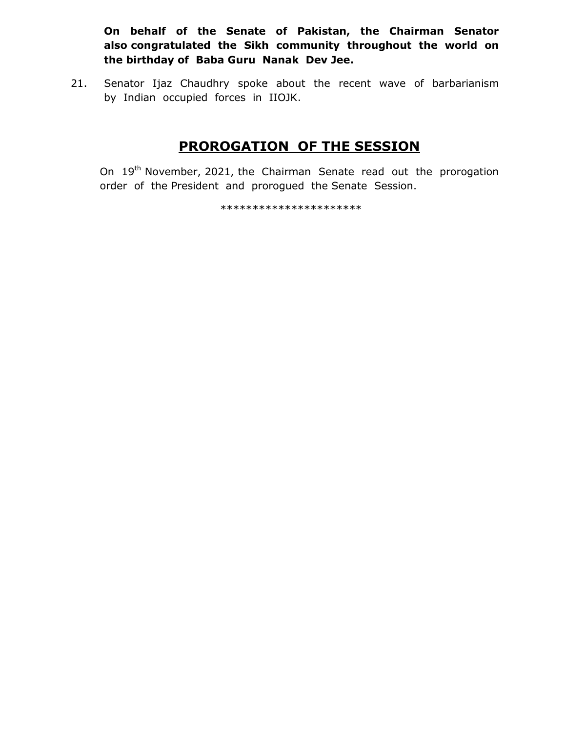**On behalf of the Senate of Pakistan, the Chairman Senator also congratulated the Sikh community throughout the world on the birthday of Baba Guru Nanak Dev Jee.**

21. Senator Ijaz Chaudhry spoke about the recent wave of barbarianism by Indian occupied forces in IIOJK.

## PROROGATION OF THE SESSION

On 19th November, 2021, the Chairman Senate read out the prorogation order of the President and prorogued the Senate Session.

**********************